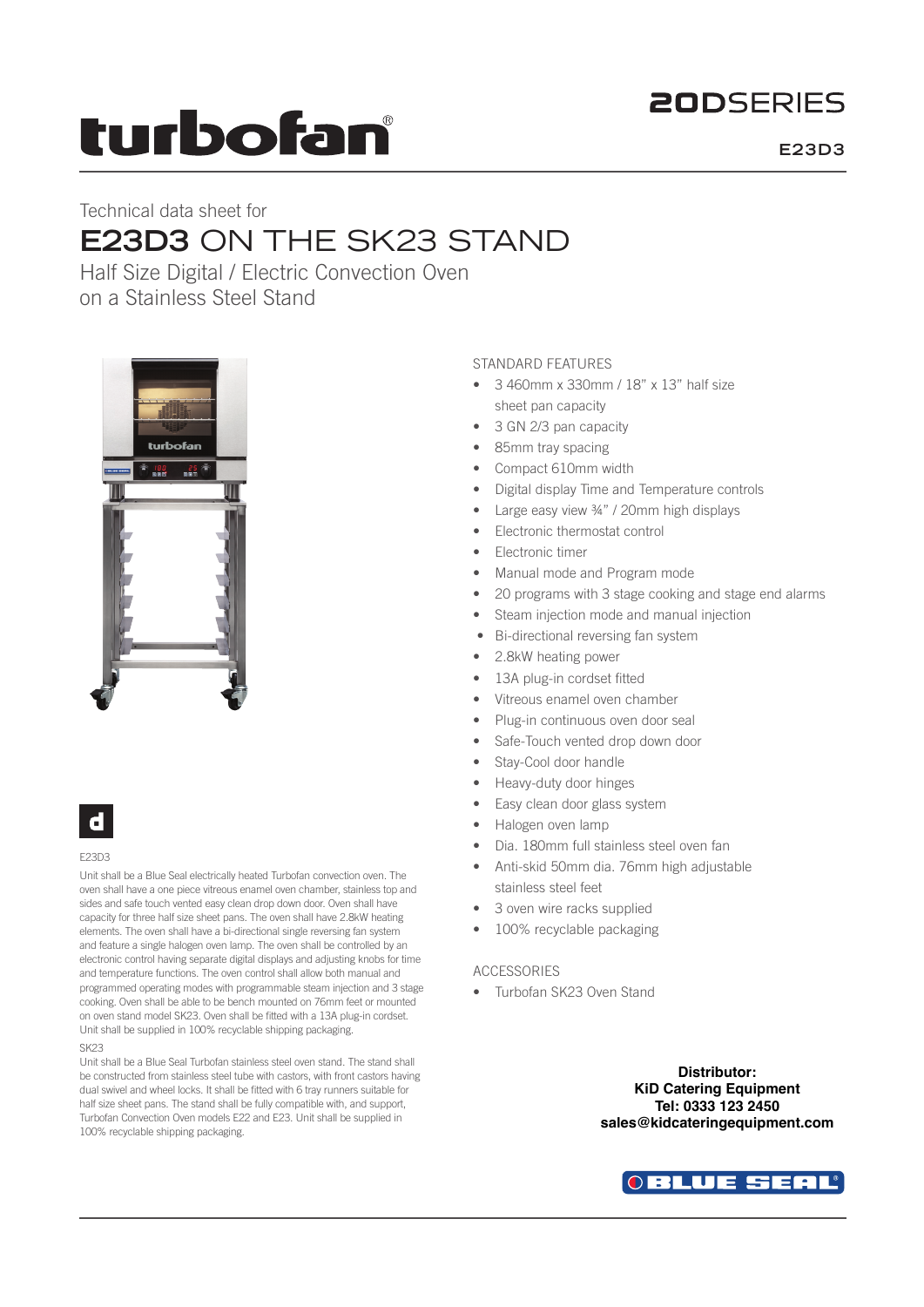turbofan®

**20DSERIES**

**E23D3**

Technical data sheet for

# E23D3 ON THE SK23 STAND

## Half Size Digital / Electric Convection Oven on a Stainless Steel Stand

d

E23D3

Unit shall be a Blue Seal electrically heated Turbofan convection oven. The oven shall have a one piece vitreous enamel oven chamber, stainless top and sides and safe touch vented easy clean drop down door. Oven shall have capacity for three half size sheet pans. The oven shall have 2.8kW heating elements. The oven shall have a bi-directional single reversing fan system and feature a single halogen oven lamp. The oven shall be controlled by an electronic control having separate digital displays and adjusting knobs for time and temperature functions. The oven control shall allow both manual and programmed operating modes with programmable steam injection and 3 stage cooking. Oven shall be able to be bench mounted on 76mm feet or mounted on oven stand model SK23. Oven shall be fitted with a 13A plug-in cordset. Unit shall be supplied in 100% recyclable shipping packaging.

SK23

Unit shall be a Blue Seal Turbofan stainless steel oven stand. The stand shall be constructed from stainless steel tube with castors, with front castors having dual swivel and wheel locks. It shall be fitted with 6 tray runners suitable for half size sheet pans. The stand shall be fully compatible with, and support, Turbofan Convection Oven models E22 and E23. Unit shall be supplied in 100% recyclable shipping packaging.

### STANDARD FEATURES

- 3 460mm x 330mm / 18" x 13" half size sheet pan capacity
- 3 GN 2/3 pan capacity
- 85mm tray spacing
- Compact 610mm width
- Digital display Time and Temperature controls
- Large easy view ¾" / 20mm high displays
- Electronic thermostat control
- Electronic timer
- Manual mode and Program mode
- 20 programs with 3 stage cooking and stage end alarms
- Steam injection mode and manual injection
- Bi-directional reversing fan system
- 2.8kW heating power
- 13A plug-in cordset fitted
- Vitreous enamel oven chamber
- Plug-in continuous oven door seal
- Safe-Touch vented drop down door
- Stay-Cool door handle
- Heavy-duty door hinges
- Easy clean door glass system
- Halogen oven lamp
- Dia. 180mm full stainless steel oven fan
- Anti-skid 50mm dia. 76mm high adjustable stainless steel feet
- 3 oven wire racks supplied
- 100% recyclable packaging

### ACCESSORIES

- Turbofan SK23 Oven Stand

**Distributor:**
**KiD Catering Equipment**
**Tel: 0333 123 2450**
**sales@kidcateringequipment.com**

BLUE SEAL®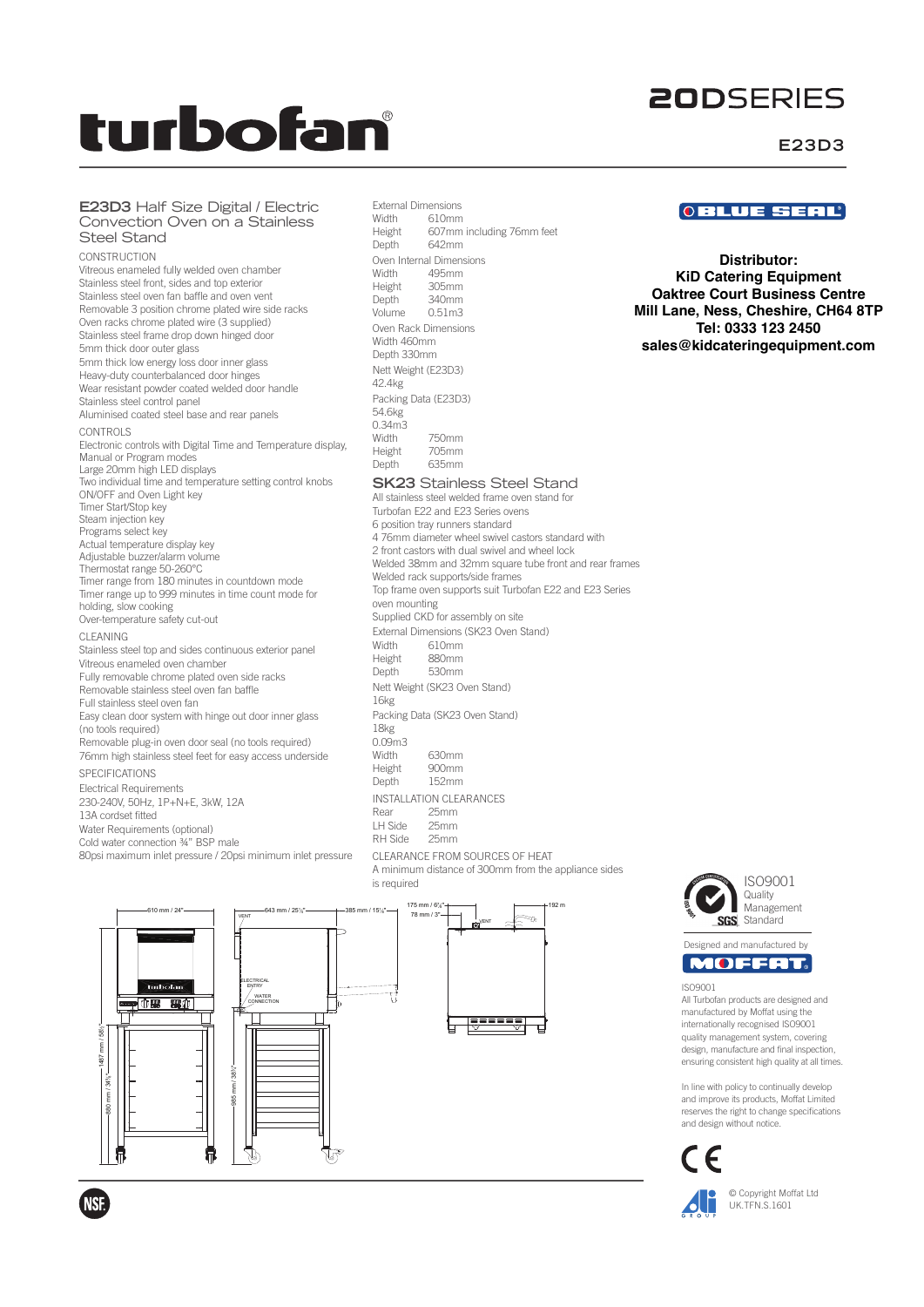# turbofan®

# 20DSERIES

## E23D3

## E23D3 Half Size Digital / Electric Convection Oven on a Stainless Steel Stand

CONSTRUCTION

Vitreous enameled fully welded oven chamber
Stainless steel front, sides and top exterior
Stainless steel oven fan baffle and oven vent
Removable 3 position chrome plated wire side racks
Oven racks chrome plated wire (3 supplied)
Stainless steel frame drop down hinged door
5mm thick door outer glass
5mm thick low energy loss door inner glass
Heavy-duty counterbalanced door hinges
Wear resistant powder coated welded door handle
Stainless steel control panel
Aluminised coated steel base and rear panels

CONTROLS

Electronic controls with Digital Time and Temperature display, Manual or Program modes
Large 20mm high LED displays
Two individual time and temperature setting control knobs
ON/OFF and Oven Light key
Timer Start/Stop key
Steam injection key
Programs select key
Actual temperature display key
Adjustable buzzer/alarm volume
Thermostat range 50-260°C
Timer range from 180 minutes in countdown mode
Timer range up to 999 minutes in time count mode for holding, slow cooking
Over-temperature safety cut-out

CLEANING

Stainless steel top and sides continuous exterior panel
Vitreous enameled oven chamber
Fully removable chrome plated oven side racks
Removable stainless steel oven fan baffle
Full stainless steel oven fan
Easy clean door system with hinge out door inner glass (no tools required)
Removable plug-in oven door seal (no tools required)
76mm high stainless steel feet for easy access underside

SPECIFICATIONS

Electrical Requirements
230-240V, 50Hz, 1P+N+E, 3kW, 12A
13A cordset fitted
Water Requirements (optional)
Cold water connection ¾" BSP male
80psi maximum inlet pressure / 20psi minimum inlet pressure

External Dimensions

| | |
|---|---|
| Width | 610mm |
| Height | 607mm including 76mm feet |
| Depth | 642mm |

Oven Internal Dimensions

| | |
|---|---|
| Width | 495mm |
| Height | 305mm |
| Depth | 340mm |
| Volume | 0.51m3 |

Oven Rack Dimensions
Width 460mm
Depth 330mm

Nett Weight (E23D3)
42.4kg

Packing Data (E23D3)
54.6kg
0.34m3

| | |
|---|---|
| Width | 750mm |
| Height | 705mm |
| Depth | 635mm |

## SK23 Stainless Steel Stand

All stainless steel welded frame oven stand for Turbofan E22 and E23 Series ovens
6 position tray runners standard
4 76mm diameter wheel swivel castors standard with 2 front castors with dual swivel and wheel lock
Welded 38mm and 32mm square tube front and rear frames
Welded rack supports/side frames
Top frame oven supports suit Turbofan E22 and E23 Series oven mounting
Supplied CKD for assembly on site

External Dimensions (SK23 Oven Stand)

| | |
|---|---|
| Width | 610mm |
| Height | 880mm |
| Depth | 530mm |

Nett Weight (SK23 Oven Stand)
16kg

Packing Data (SK23 Oven Stand)
18kg
0.09m3

| | |
|---|---|
| Width | 630mm |
| Height | 900mm |
| Depth | 152mm |

INSTALLATION CLEARANCES

| | |
|---|---|
| Rear | 25mm |
| LH Side | 25mm |
| RH Side | 25mm |

CLEARANCE FROM SOURCES OF HEAT
A minimum distance of 300mm from the appliance sides is required

BLUE SEAL®

**Distributor:**
**KiD Catering Equipment**
**Oaktree Court Business Centre**
**Mill Lane, Ness, Cheshire, CH64 8TP**
**Tel: 0333 123 2450**
**sales@kidcateringequipment.com**

610 mm / 24"
643 mm / 25⅜"
385 mm / 15⅛"
175 mm / 6⅞"
78 mm / 3"
192 m
VENT
ELECTRICAL ENTRY
WATER CONNECTION
1487 mm / 58½"
880 mm / 34⅝"
985 mm / 38¾"

ISO9001 Quality Management Standard

Designed and manufactured by MOFFAT

ISO9001
All Turbofan products are designed and manufactured by Moffat using the internationally recognised ISO9001 quality management system, covering design, manufacture and final inspection, ensuring consistent high quality at all times.

In line with policy to continually develop and improve its products, Moffat Limited reserves the right to change specifications and design without notice.

© Copyright Moffat Ltd
UK.TFN.S.1601